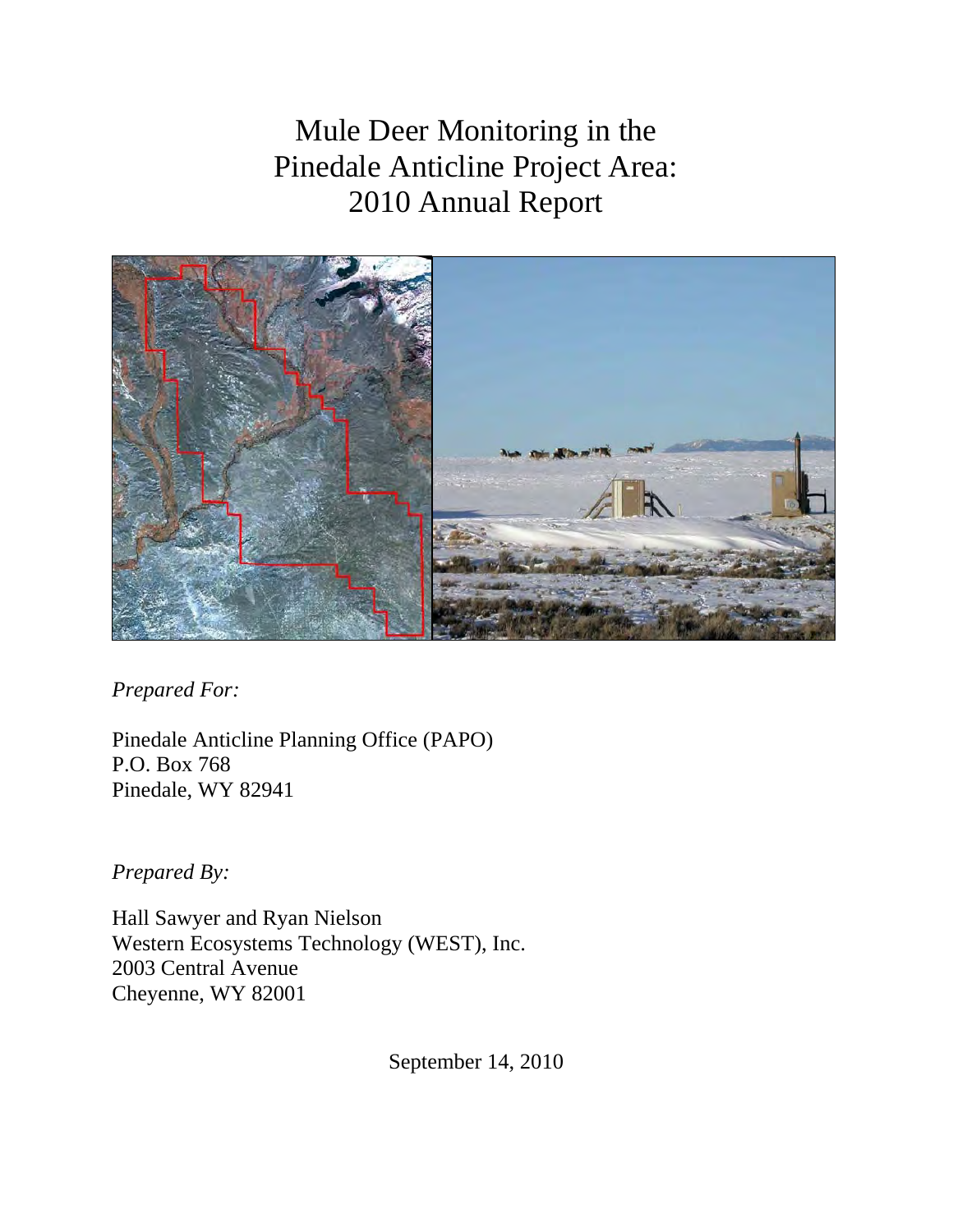# Mule Deer Monitoring in the Pinedale Anticline Project Area: 2010 Annual Report

*Prepared For:*

Pinedale Anticline Planning Office (PAPO)
P.O. Box 768
Pinedale, WY 82941

*Prepared By:*

Hall Sawyer and Ryan Nielson
Western Ecosystems Technology (WEST), Inc.
2003 Central Avenue
Cheyenne, WY 82001

September 14, 2010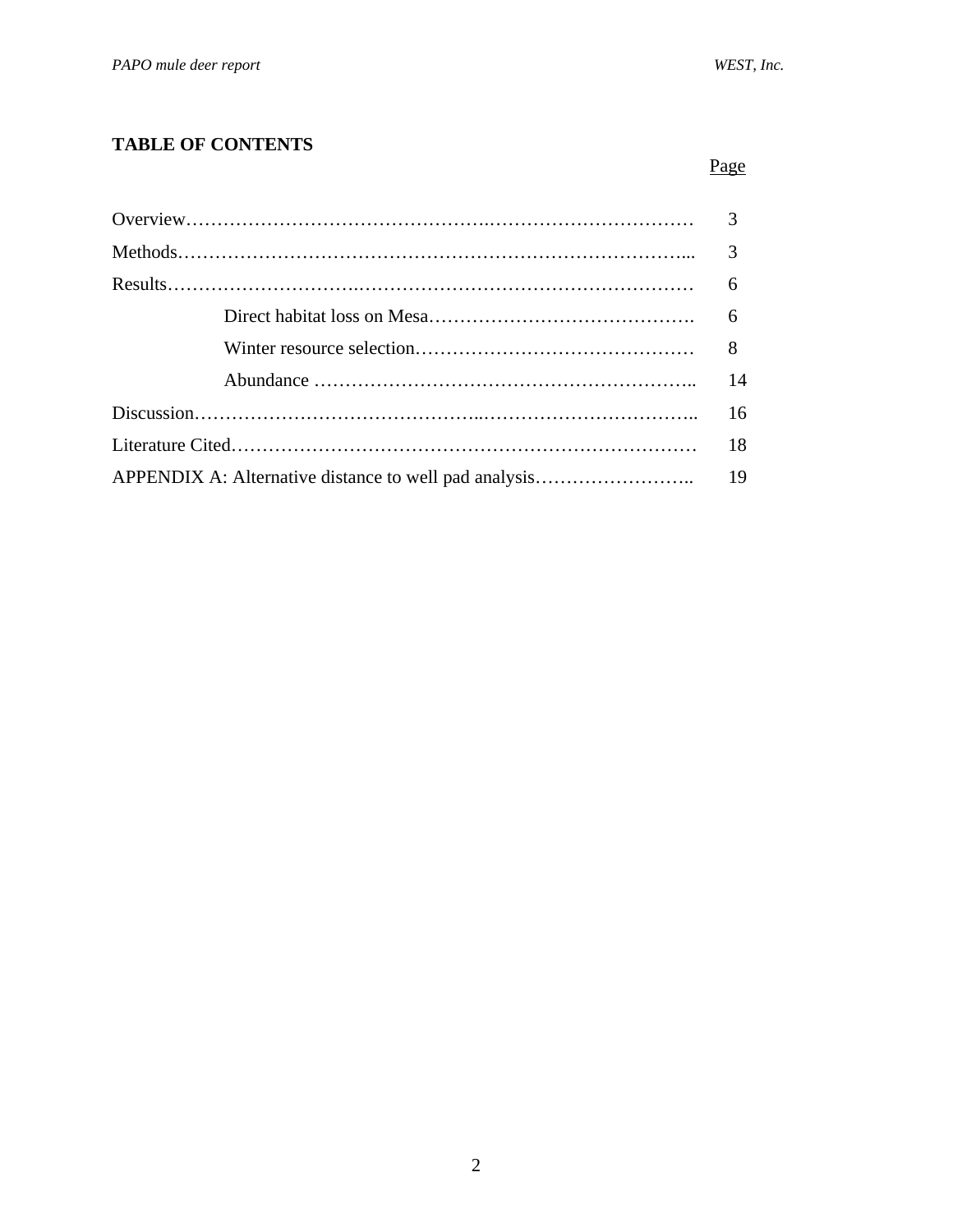## TABLE OF CONTENTS

| | Page |
|---|---|
| Overview | 3 |
| Methods | 3 |
| Results | 6 |
| Direct habitat loss on Mesa | 6 |
| Winter resource selection | 8 |
| Abundance | 14 |
| Discussion | 16 |
| Literature Cited | 18 |
| APPENDIX A: Alternative distance to well pad analysis | 19 |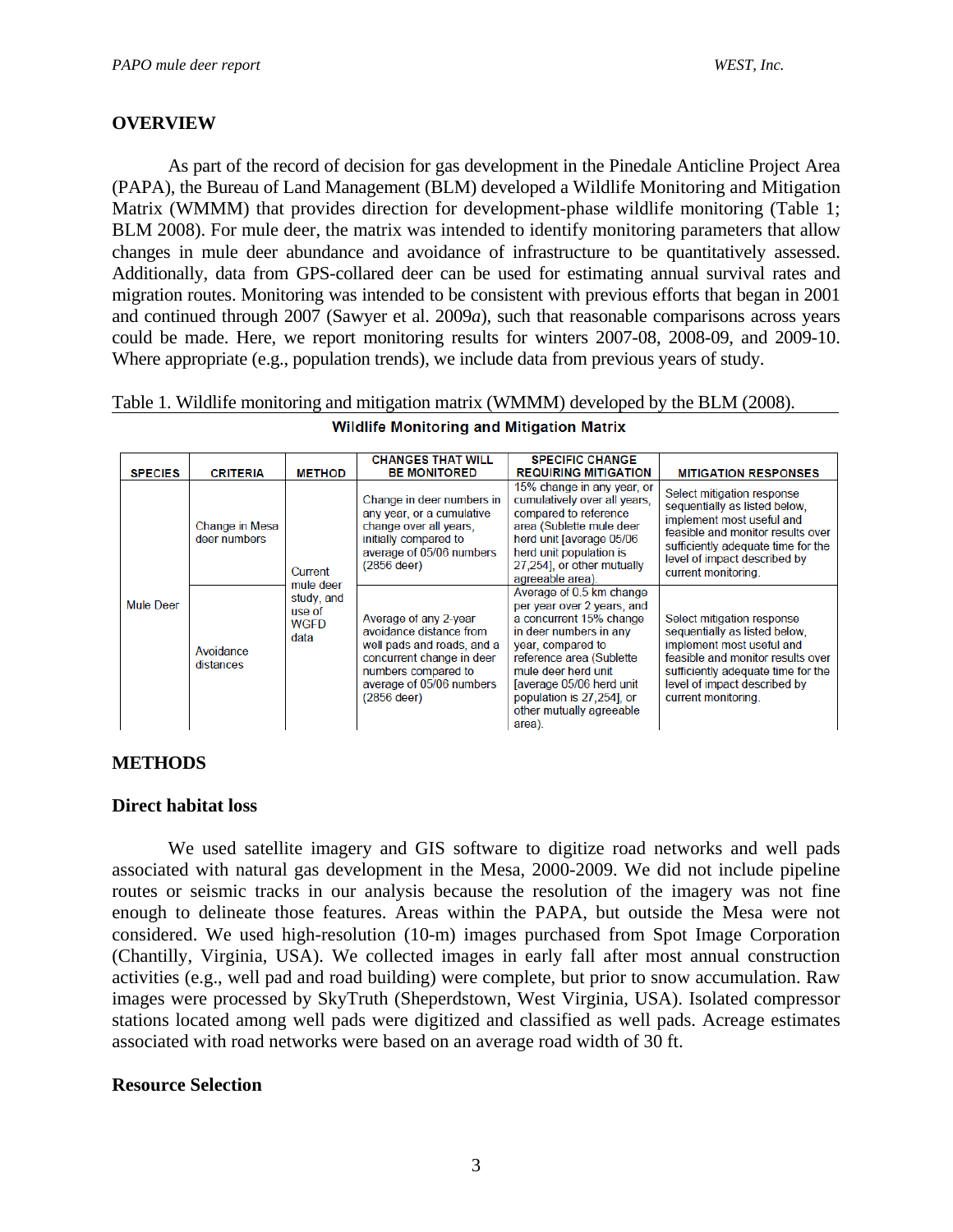## OVERVIEW

As part of the record of decision for gas development in the Pinedale Anticline Project Area (PAPA), the Bureau of Land Management (BLM) developed a Wildlife Monitoring and Mitigation Matrix (WMMM) that provides direction for development-phase wildlife monitoring (Table 1; BLM 2008). For mule deer, the matrix was intended to identify monitoring parameters that allow changes in mule deer abundance and avoidance of infrastructure to be quantitatively assessed. Additionally, data from GPS-collared deer can be used for estimating annual survival rates and migration routes. Monitoring was intended to be consistent with previous efforts that began in 2001 and continued through 2007 (Sawyer et al. 2009*a*), such that reasonable comparisons across years could be made. Here, we report monitoring results for winters 2007-08, 2008-09, and 2009-10. Where appropriate (e.g., population trends), we include data from previous years of study.

Table 1. Wildlife monitoring and mitigation matrix (WMMM) developed by the BLM (2008).

**Wildlife Monitoring and Mitigation Matrix**

| SPECIES | CRITERIA | METHOD | CHANGES THAT WILL BE MONITORED | SPECIFIC CHANGE REQUIRING MITIGATION | MITIGATION RESPONSES |
|---|---|---|---|---|---|
| Mule Deer | Change in Mesa deer numbers | Current mule deer study, and use of WGFD data | Change in deer numbers in any year, or a cumulative change over all years, initially compared to average of 05/06 numbers (2856 deer) | 15% change in any year, or cumulatively over all years, compared to reference area (Sublette mule deer herd unit [average 05/06 herd unit population is 27,254], or other mutually agreeable area) | Select mitigation response sequentially as listed below, implement most useful and feasible and monitor results over sufficiently adequate time for the level of impact described by current monitoring. |
| | Avoidance distances | | Average of any 2-year avoidance distance from well pads and roads, and a concurrent change in deer numbers compared to average of 05/06 numbers (2856 deer) | Average of 0.5 km change per year over 2 years, and a concurrent 15% change in deer numbers in any year, compared to reference area (Sublette mule deer herd unit [average 05/06 herd unit population is 27,254], or other mutually agreeable area). | Select mitigation response sequentially as listed below, implement most useful and feasible and monitor results over sufficiently adequate time for the level of impact described by current monitoring. |

## METHODS

### Direct habitat loss

We used satellite imagery and GIS software to digitize road networks and well pads associated with natural gas development in the Mesa, 2000-2009. We did not include pipeline routes or seismic tracks in our analysis because the resolution of the imagery was not fine enough to delineate those features. Areas within the PAPA, but outside the Mesa were not considered. We used high-resolution (10-m) images purchased from Spot Image Corporation (Chantilly, Virginia, USA). We collected images in early fall after most annual construction activities (e.g., well pad and road building) were complete, but prior to snow accumulation. Raw images were processed by SkyTruth (Sheperdstown, West Virginia, USA). Isolated compressor stations located among well pads were digitized and classified as well pads. Acreage estimates associated with road networks were based on an average road width of 30 ft.

### Resource Selection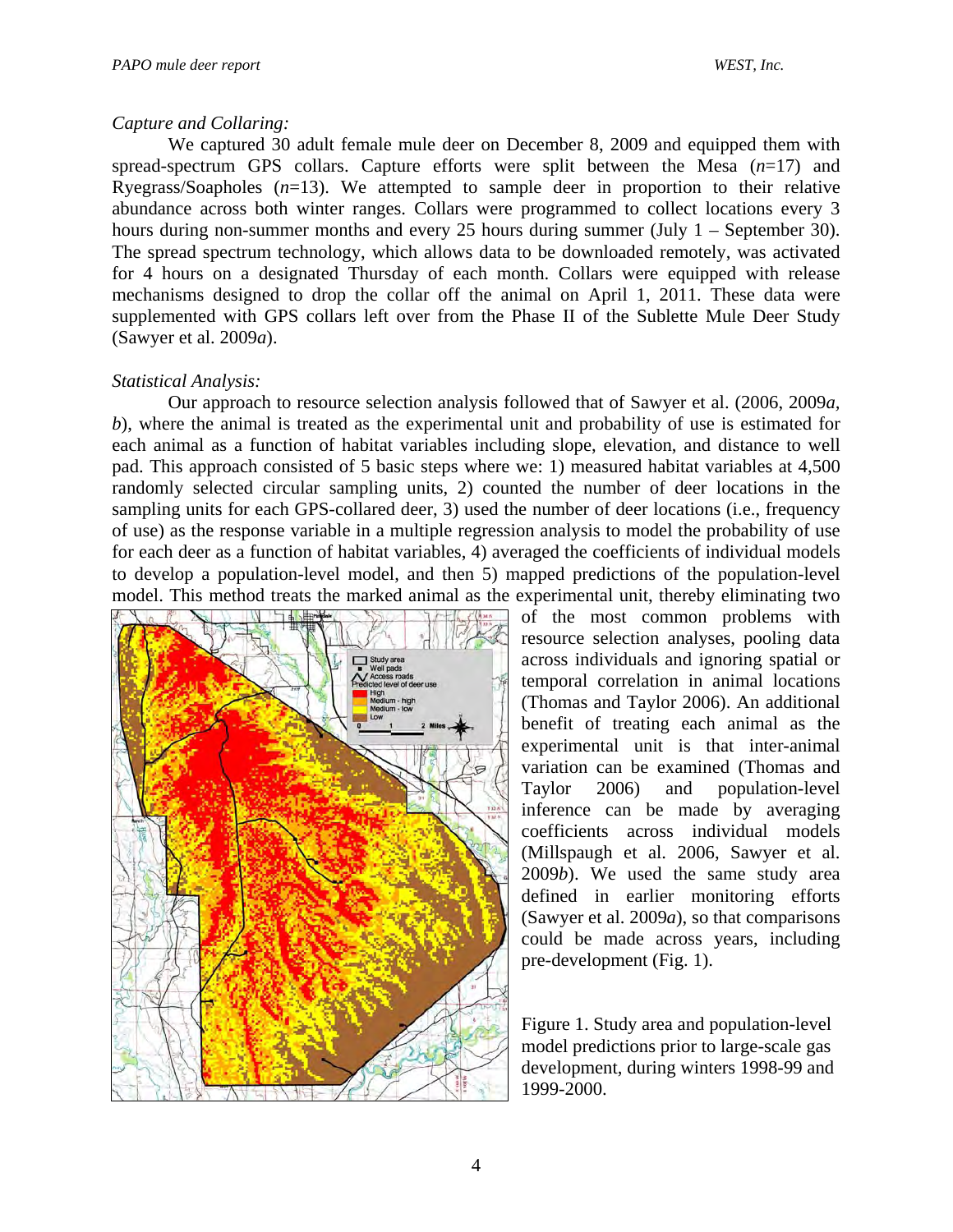*Capture and Collaring:*

We captured 30 adult female mule deer on December 8, 2009 and equipped them with spread-spectrum GPS collars. Capture efforts were split between the Mesa ($n$=17) and Ryegrass/Soapholes ($n$=13). We attempted to sample deer in proportion to their relative abundance across both winter ranges. Collars were programmed to collect locations every 3 hours during non-summer months and every 25 hours during summer (July 1 – September 30). The spread spectrum technology, which allows data to be downloaded remotely, was activated for 4 hours on a designated Thursday of each month. Collars were equipped with release mechanisms designed to drop the collar off the animal on April 1, 2011. These data were supplemented with GPS collars left over from the Phase II of the Sublette Mule Deer Study (Sawyer et al. 2009*a*).

*Statistical Analysis:*

Our approach to resource selection analysis followed that of Sawyer et al. (2006, 2009*a*, *b*), where the animal is treated as the experimental unit and probability of use is estimated for each animal as a function of habitat variables including slope, elevation, and distance to well pad. This approach consisted of 5 basic steps where we: 1) measured habitat variables at 4,500 randomly selected circular sampling units, 2) counted the number of deer locations in the sampling units for each GPS-collared deer, 3) used the number of deer locations (i.e., frequency of use) as the response variable in a multiple regression analysis to model the probability of use for each deer as a function of habitat variables, 4) averaged the coefficients of individual models to develop a population-level model, and then 5) mapped predictions of the population-level model. This method treats the marked animal as the experimental unit, thereby eliminating two of the most common problems with resource selection analyses, pooling data across individuals and ignoring spatial or temporal correlation in animal locations (Thomas and Taylor 2006). An additional benefit of treating each animal as the experimental unit is that inter-animal variation can be examined (Thomas and Taylor 2006) and population-level inference can be made by averaging coefficients across individual models (Millspaugh et al. 2006, Sawyer et al. 2009*b*). We used the same study area defined in earlier monitoring efforts (Sawyer et al. 2009*a*), so that comparisons could be made across years, including pre-development (Fig. 1).

Figure 1. Study area and population-level model predictions prior to large-scale gas development, during winters 1998-99 and 1999-2000.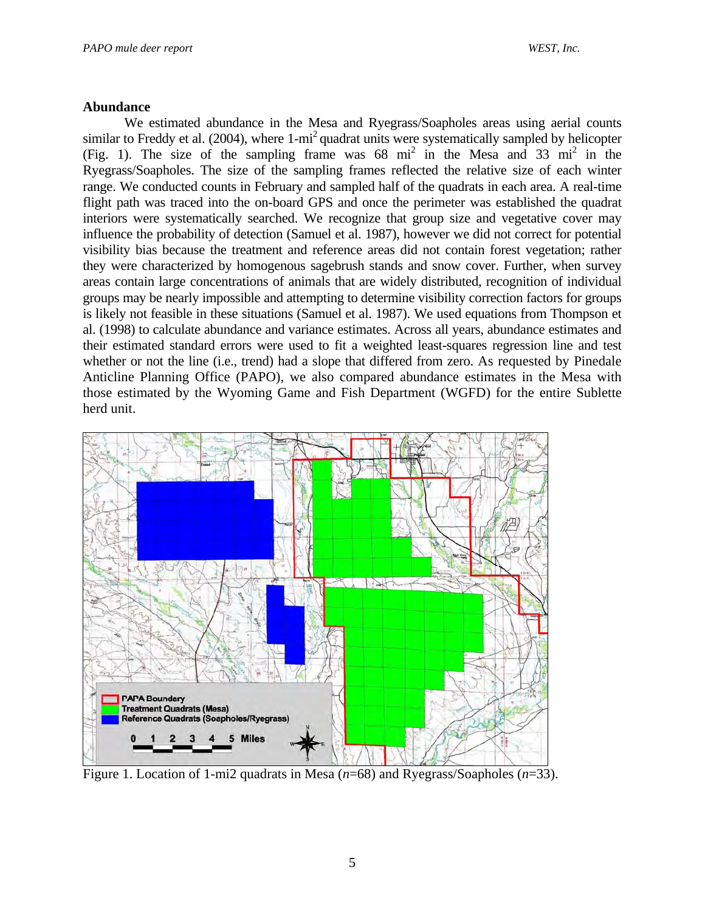## Abundance

We estimated abundance in the Mesa and Ryegrass/Soapholes areas using aerial counts similar to Freddy et al. (2004), where 1-mi$^2$ quadrat units were systematically sampled by helicopter (Fig. 1). The size of the sampling frame was 68 mi$^2$ in the Mesa and 33 mi$^2$ in the Ryegrass/Soapholes. The size of the sampling frames reflected the relative size of each winter range. We conducted counts in February and sampled half of the quadrats in each area. A real-time flight path was traced into the on-board GPS and once the perimeter was established the quadrat interiors were systematically searched. We recognize that group size and vegetative cover may influence the probability of detection (Samuel et al. 1987), however we did not correct for potential visibility bias because the treatment and reference areas did not contain forest vegetation; rather they were characterized by homogenous sagebrush stands and snow cover. Further, when survey areas contain large concentrations of animals that are widely distributed, recognition of individual groups may be nearly impossible and attempting to determine visibility correction factors for groups is likely not feasible in these situations (Samuel et al. 1987). We used equations from Thompson et al. (1998) to calculate abundance and variance estimates. Across all years, abundance estimates and their estimated standard errors were used to fit a weighted least-squares regression line and test whether or not the line (i.e., trend) had a slope that differed from zero. As requested by Pinedale Anticline Planning Office (PAPO), we also compared abundance estimates in the Mesa with those estimated by the Wyoming Game and Fish Department (WGFD) for the entire Sublette herd unit.

Figure 1. Location of 1-mi2 quadrats in Mesa (*n*=68) and Ryegrass/Soapholes (*n*=33).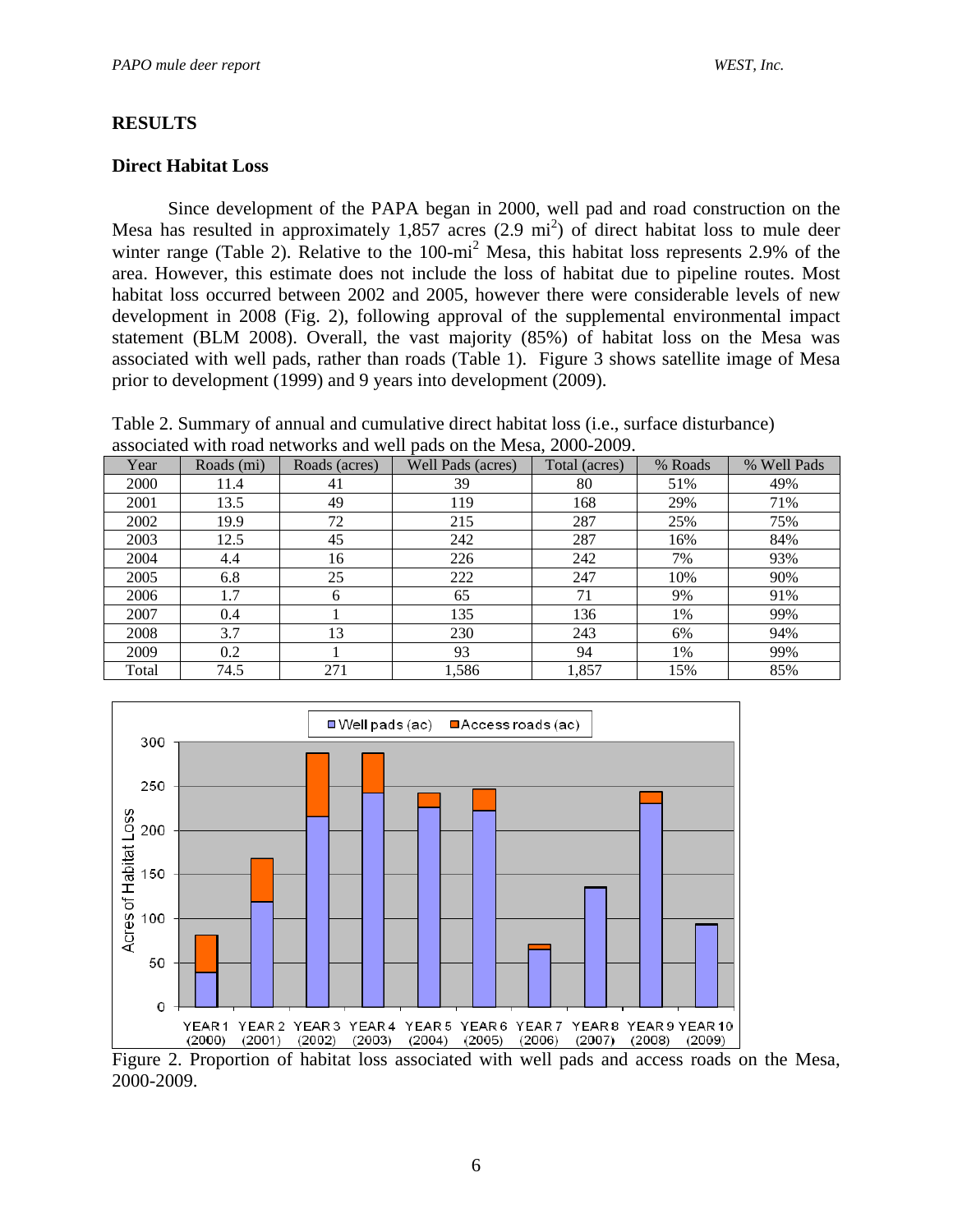## RESULTS

### Direct Habitat Loss

Since development of the PAPA began in 2000, well pad and road construction on the Mesa has resulted in approximately 1,857 acres (2.9 $mi^2$) of direct habitat loss to mule deer winter range (Table 2). Relative to the 100-$mi^2$ Mesa, this habitat loss represents 2.9% of the area. However, this estimate does not include the loss of habitat due to pipeline routes. Most habitat loss occurred between 2002 and 2005, however there were considerable levels of new development in 2008 (Fig. 2), following approval of the supplemental environmental impact statement (BLM 2008). Overall, the vast majority (85%) of habitat loss on the Mesa was associated with well pads, rather than roads (Table 1). Figure 3 shows satellite image of Mesa prior to development (1999) and 9 years into development (2009).

Table 2. Summary of annual and cumulative direct habitat loss (i.e., surface disturbance) associated with road networks and well pads on the Mesa, 2000-2009.

| Year | Roads (mi) | Roads (acres) | Well Pads (acres) | Total (acres) | % Roads | % Well Pads |
|---|---|---|---|---|---|---|
| 2000 | 11.4 | 41 | 39 | 80 | 51% | 49% |
| 2001 | 13.5 | 49 | 119 | 168 | 29% | 71% |
| 2002 | 19.9 | 72 | 215 | 287 | 25% | 75% |
| 2003 | 12.5 | 45 | 242 | 287 | 16% | 84% |
| 2004 | 4.4 | 16 | 226 | 242 | 7% | 93% |
| 2005 | 6.8 | 25 | 222 | 247 | 10% | 90% |
| 2006 | 1.7 | 6 | 65 | 71 | 9% | 91% |
| 2007 | 0.4 | 1 | 135 | 136 | 1% | 99% |
| 2008 | 3.7 | 13 | 230 | 243 | 6% | 94% |
| 2009 | 0.2 | 1 | 93 | 94 | 1% | 99% |
| Total | 74.5 | 271 | 1,586 | 1,857 | 15% | 85% |

Figure 2. Proportion of habitat loss associated with well pads and access roads on the Mesa, 2000-2009.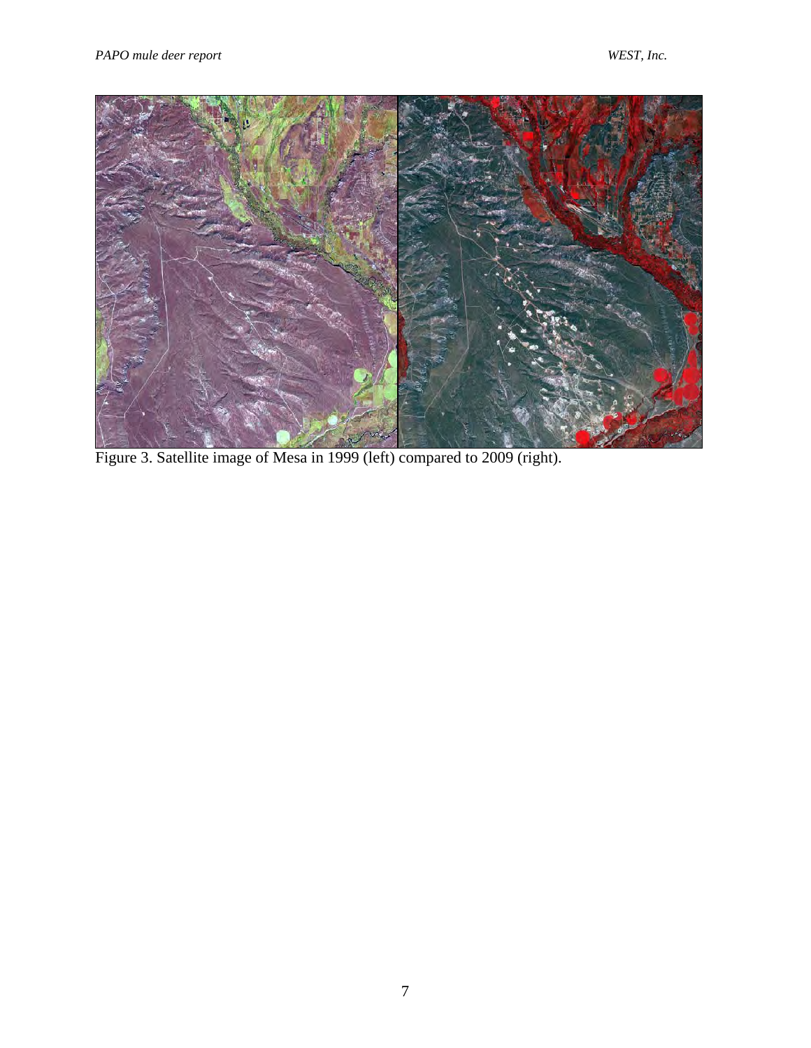Figure 3. Satellite image of Mesa in 1999 (left) compared to 2009 (right).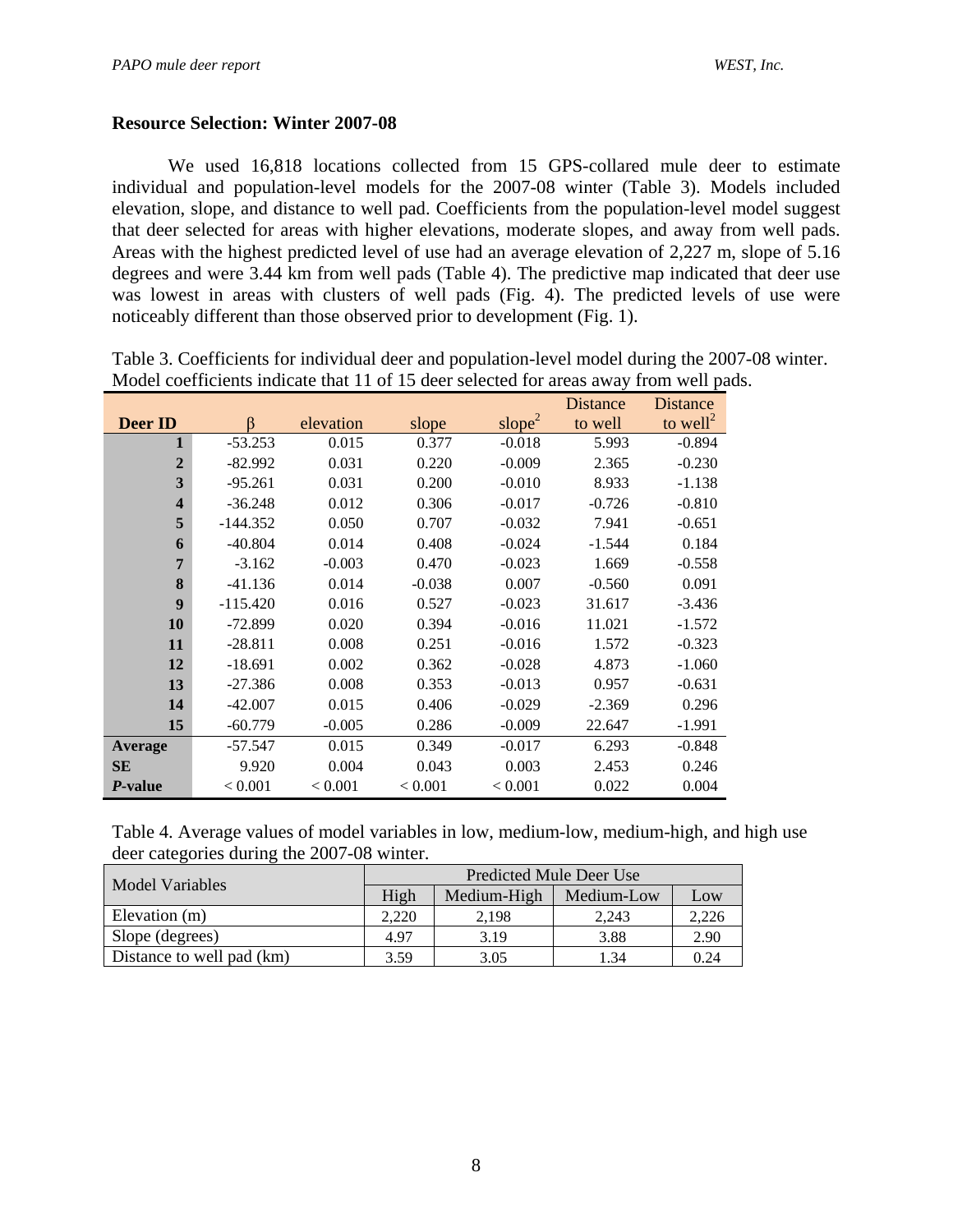**Resource Selection: Winter 2007-08**

We used 16,818 locations collected from 15 GPS-collared mule deer to estimate individual and population-level models for the 2007-08 winter (Table 3). Models included elevation, slope, and distance to well pad. Coefficients from the population-level model suggest that deer selected for areas with higher elevations, moderate slopes, and away from well pads. Areas with the highest predicted level of use had an average elevation of 2,227 m, slope of 5.16 degrees and were 3.44 km from well pads (Table 4). The predictive map indicated that deer use was lowest in areas with clusters of well pads (Fig. 4). The predicted levels of use were noticeably different than those observed prior to development (Fig. 1).

Table 3. Coefficients for individual deer and population-level model during the 2007-08 winter. Model coefficients indicate that 11 of 15 deer selected for areas away from well pads.

| Deer ID | $\beta$ | elevation | slope | slope$^2$ | Distance to well | Distance to well$^2$ |
|---|---|---|---|---|---|---|
| **1** | -53.253 | 0.015 | 0.377 | -0.018 | 5.993 | -0.894 |
| **2** | -82.992 | 0.031 | 0.220 | -0.009 | 2.365 | -0.230 |
| **3** | -95.261 | 0.031 | 0.200 | -0.010 | 8.933 | -1.138 |
| **4** | -36.248 | 0.012 | 0.306 | -0.017 | -0.726 | -0.810 |
| **5** | -144.352 | 0.050 | 0.707 | -0.032 | 7.941 | -0.651 |
| **6** | -40.804 | 0.014 | 0.408 | -0.024 | -1.544 | 0.184 |
| **7** | -3.162 | -0.003 | 0.470 | -0.023 | 1.669 | -0.558 |
| **8** | -41.136 | 0.014 | -0.038 | 0.007 | -0.560 | 0.091 |
| **9** | -115.420 | 0.016 | 0.527 | -0.023 | 31.617 | -3.436 |
| **10** | -72.899 | 0.020 | 0.394 | -0.016 | 11.021 | -1.572 |
| **11** | -28.811 | 0.008 | 0.251 | -0.016 | 1.572 | -0.323 |
| **12** | -18.691 | 0.002 | 0.362 | -0.028 | 4.873 | -1.060 |
| **13** | -27.386 | 0.008 | 0.353 | -0.013 | 0.957 | -0.631 |
| **14** | -42.007 | 0.015 | 0.406 | -0.029 | -2.369 | 0.296 |
| **15** | -60.779 | -0.005 | 0.286 | -0.009 | 22.647 | -1.991 |
| **Average** | -57.547 | 0.015 | 0.349 | -0.017 | 6.293 | -0.848 |
| **SE** | 9.920 | 0.004 | 0.043 | 0.003 | 2.453 | 0.246 |
| ***P*-value** | < 0.001 | < 0.001 | < 0.001 | < 0.001 | 0.022 | 0.004 |

Table 4. Average values of model variables in low, medium-low, medium-high, and high use deer categories during the 2007-08 winter.

| Model Variables | Predicted Mule Deer Use | | | |
|---|---|---|---|---|
| | High | Medium-High | Medium-Low | Low |
| Elevation (m) | 2,220 | 2,198 | 2,243 | 2,226 |
| Slope (degrees) | 4.97 | 3.19 | 3.88 | 2.90 |
| Distance to well pad (km) | 3.59 | 3.05 | 1.34 | 0.24 |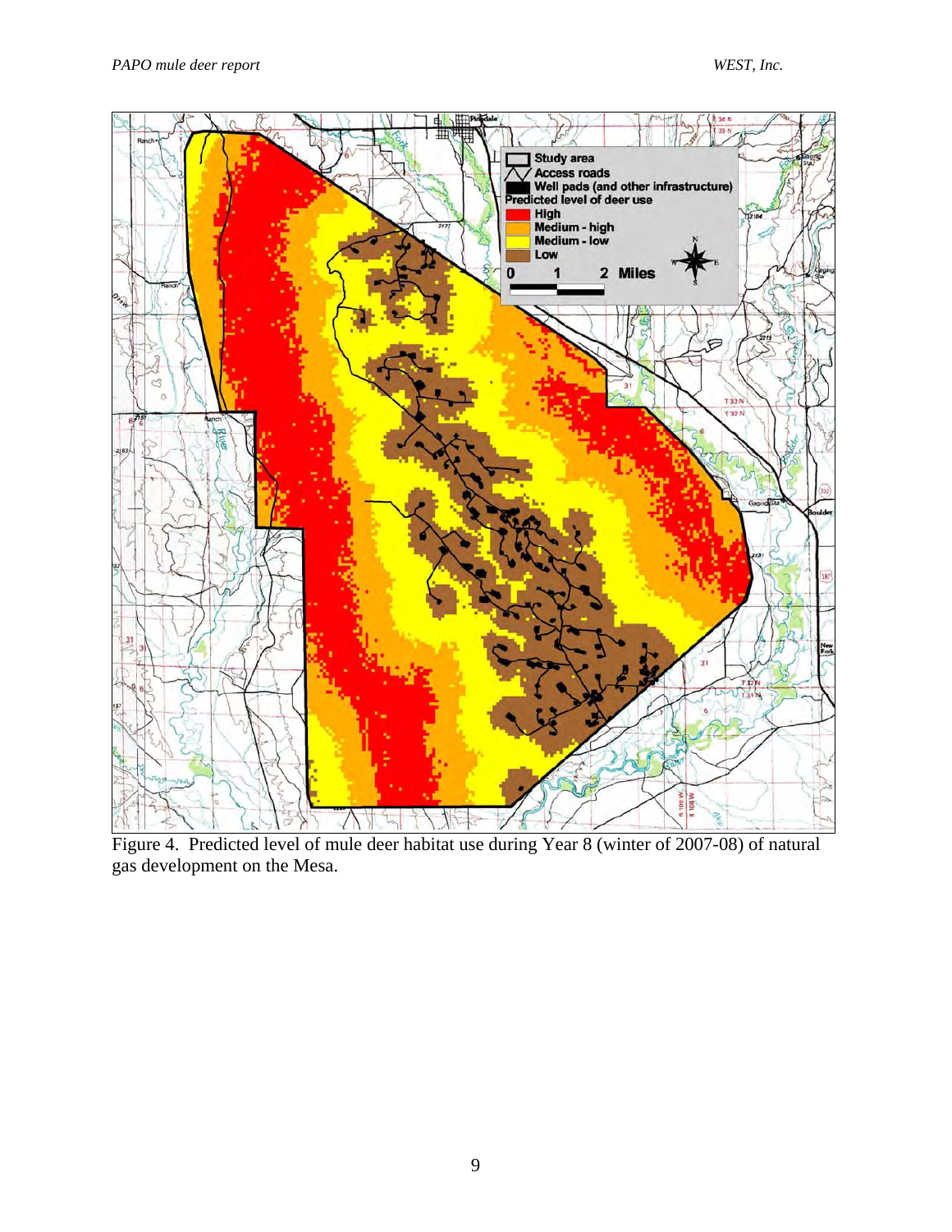Figure 4. Predicted level of mule deer habitat use during Year 8 (winter of 2007-08) of natural gas development on the Mesa.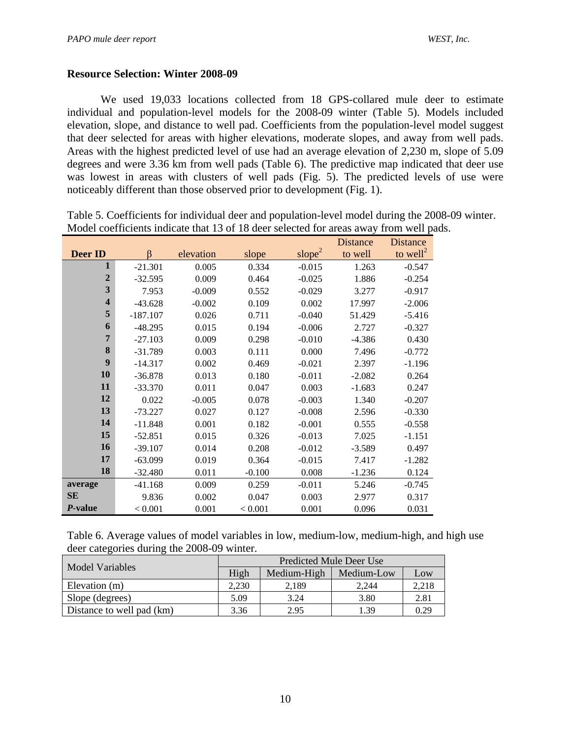### Resource Selection: Winter 2008-09

We used 19,033 locations collected from 18 GPS-collared mule deer to estimate individual and population-level models for the 2008-09 winter (Table 5). Models included elevation, slope, and distance to well pad. Coefficients from the population-level model suggest that deer selected for areas with higher elevations, moderate slopes, and away from well pads. Areas with the highest predicted level of use had an average elevation of 2,230 m, slope of 5.09 degrees and were 3.36 km from well pads (Table 6). The predictive map indicated that deer use was lowest in areas with clusters of well pads (Fig. 5). The predicted levels of use were noticeably different than those observed prior to development (Fig. 1).

Table 5. Coefficients for individual deer and population-level model during the 2008-09 winter. Model coefficients indicate that 13 of 18 deer selected for areas away from well pads.

| Deer ID | β | elevation | slope | $slope^2$ | Distance to well | Distance to $well^2$ |
|---|---|---|---|---|---|---|
| 1 | -21.301 | 0.005 | 0.334 | -0.015 | 1.263 | -0.547 |
| 2 | -32.595 | 0.009 | 0.464 | -0.025 | 1.886 | -0.254 |
| 3 | 7.953 | -0.009 | 0.552 | -0.029 | 3.277 | -0.917 |
| 4 | -43.628 | -0.002 | 0.109 | 0.002 | 17.997 | -2.006 |
| 5 | -187.107 | 0.026 | 0.711 | -0.040 | 51.429 | -5.416 |
| 6 | -48.295 | 0.015 | 0.194 | -0.006 | 2.727 | -0.327 |
| 7 | -27.103 | 0.009 | 0.298 | -0.010 | -4.386 | 0.430 |
| 8 | -31.789 | 0.003 | 0.111 | 0.000 | 7.496 | -0.772 |
| 9 | -14.317 | 0.002 | 0.469 | -0.021 | 2.397 | -1.196 |
| 10 | -36.878 | 0.013 | 0.180 | -0.011 | -2.082 | 0.264 |
| 11 | -33.370 | 0.011 | 0.047 | 0.003 | -1.683 | 0.247 |
| 12 | 0.022 | -0.005 | 0.078 | -0.003 | 1.340 | -0.207 |
| 13 | -73.227 | 0.027 | 0.127 | -0.008 | 2.596 | -0.330 |
| 14 | -11.848 | 0.001 | 0.182 | -0.001 | 0.555 | -0.558 |
| 15 | -52.851 | 0.015 | 0.326 | -0.013 | 7.025 | -1.151 |
| 16 | -39.107 | 0.014 | 0.208 | -0.012 | -3.589 | 0.497 |
| 17 | -63.099 | 0.019 | 0.364 | -0.015 | 7.417 | -1.282 |
| 18 | -32.480 | 0.011 | -0.100 | 0.008 | -1.236 | 0.124 |
| **average** | -41.168 | 0.009 | 0.259 | -0.011 | 5.246 | -0.745 |
| **SE** | 9.836 | 0.002 | 0.047 | 0.003 | 2.977 | 0.317 |
| ***P*-value** | < 0.001 | 0.001 | < 0.001 | 0.001 | 0.096 | 0.031 |

Table 6. Average values of model variables in low, medium-low, medium-high, and high use deer categories during the 2008-09 winter.

| Model Variables | Predicted Mule Deer Use | | | |
|---|---|---|---|---|
| | High | Medium-High | Medium-Low | Low |
| Elevation (m) | 2,230 | 2,189 | 2,244 | 2,218 |
| Slope (degrees) | 5.09 | 3.24 | 3.80 | 2.81 |
| Distance to well pad (km) | 3.36 | 2.95 | 1.39 | 0.29 |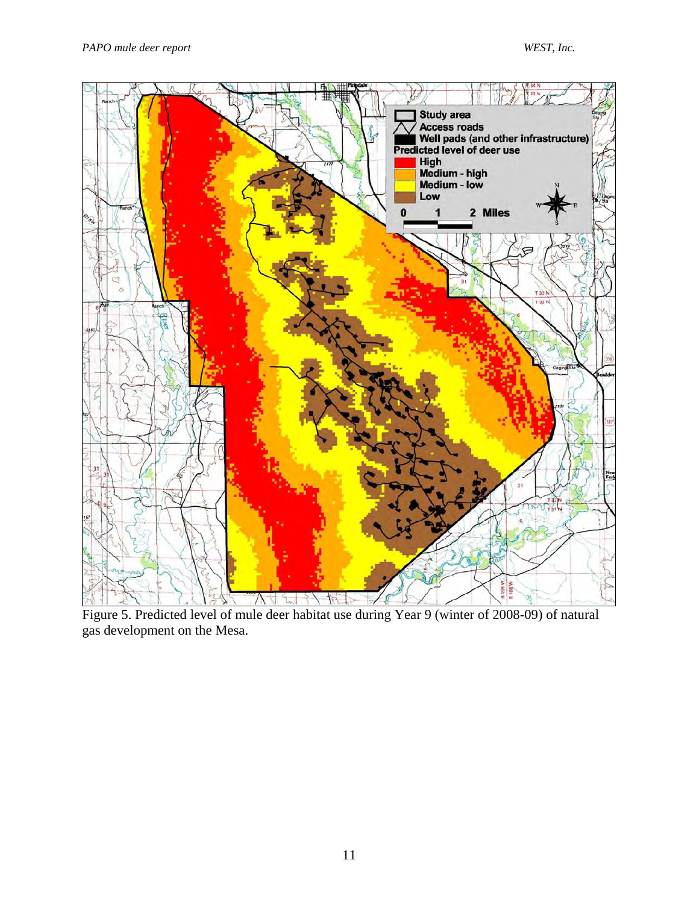Figure 5. Predicted level of mule deer habitat use during Year 9 (winter of 2008-09) of natural gas development on the Mesa.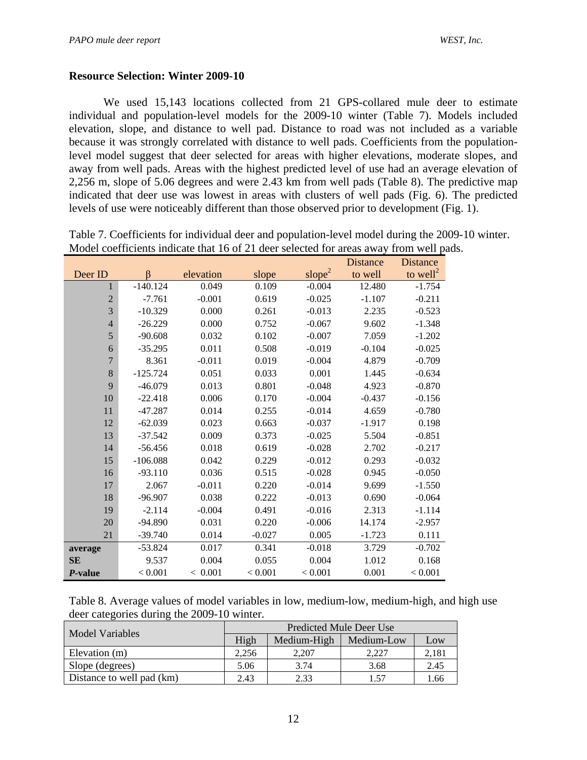## Resource Selection: Winter 2009-10

We used 15,143 locations collected from 21 GPS-collared mule deer to estimate individual and population-level models for the 2009-10 winter (Table 7). Models included elevation, slope, and distance to well pad. Distance to road was not included as a variable because it was strongly correlated with distance to well pads. Coefficients from the population-level model suggest that deer selected for areas with higher elevations, moderate slopes, and away from well pads. Areas with the highest predicted level of use had an average elevation of 2,256 m, slope of 5.06 degrees and were 2.43 km from well pads (Table 8). The predictive map indicated that deer use was lowest in areas with clusters of well pads (Fig. 6). The predicted levels of use were noticeably different than those observed prior to development (Fig. 1).

Table 7. Coefficients for individual deer and population-level model during the 2009-10 winter. Model coefficients indicate that 16 of 21 deer selected for areas away from well pads.

| Deer ID | β | elevation | slope | $slope^2$ | Distance to well | Distance to $well^2$ |
|---|---|---|---|---|---|---|
| 1 | -140.124 | 0.049 | 0.109 | -0.004 | 12.480 | -1.754 |
| 2 | -7.761 | -0.001 | 0.619 | -0.025 | -1.107 | -0.211 |
| 3 | -10.329 | 0.000 | 0.261 | -0.013 | 2.235 | -0.523 |
| 4 | -26.229 | 0.000 | 0.752 | -0.067 | 9.602 | -1.348 |
| 5 | -90.608 | 0.032 | 0.102 | -0.007 | 7.059 | -1.202 |
| 6 | -35.295 | 0.011 | 0.508 | -0.019 | -0.104 | -0.025 |
| 7 | 8.361 | -0.011 | 0.019 | -0.004 | 4.879 | -0.709 |
| 8 | -125.724 | 0.051 | 0.033 | 0.001 | 1.445 | -0.634 |
| 9 | -46.079 | 0.013 | 0.801 | -0.048 | 4.923 | -0.870 |
| 10 | -22.418 | 0.006 | 0.170 | -0.004 | -0.437 | -0.156 |
| 11 | -47.287 | 0.014 | 0.255 | -0.014 | 4.659 | -0.780 |
| 12 | -62.039 | 0.023 | 0.663 | -0.037 | -1.917 | 0.198 |
| 13 | -37.542 | 0.009 | 0.373 | -0.025 | 5.504 | -0.851 |
| 14 | -56.456 | 0.018 | 0.619 | -0.028 | 2.702 | -0.217 |
| 15 | -106.088 | 0.042 | 0.229 | -0.012 | 0.293 | -0.032 |
| 16 | -93.110 | 0.036 | 0.515 | -0.028 | 0.945 | -0.050 |
| 17 | 2.067 | -0.011 | 0.220 | -0.014 | 9.699 | -1.550 |
| 18 | -96.907 | 0.038 | 0.222 | -0.013 | 0.690 | -0.064 |
| 19 | -2.114 | -0.004 | 0.491 | -0.016 | 2.313 | -1.114 |
| 20 | -94.890 | 0.031 | 0.220 | -0.006 | 14.174 | -2.957 |
| 21 | -39.740 | 0.014 | -0.027 | 0.005 | -1.723 | 0.111 |
| **average** | -53.824 | 0.017 | 0.341 | -0.018 | 3.729 | -0.702 |
| **SE** | 9.537 | 0.004 | 0.055 | 0.004 | 1.012 | 0.168 |
| ***P*-value** | < 0.001 | < 0.001 | < 0.001 | < 0.001 | 0.001 | < 0.001 |

Table 8. Average values of model variables in low, medium-low, medium-high, and high use deer categories during the 2009-10 winter.

| Model Variables | Predicted Mule Deer Use | | | |
|---|---|---|---|---|
| | High | Medium-High | Medium-Low | Low |
| Elevation (m) | 2,256 | 2,207 | 2,227 | 2,181 |
| Slope (degrees) | 5.06 | 3.74 | 3.68 | 2.45 |
| Distance to well pad (km) | 2.43 | 2.33 | 1.57 | 1.66 |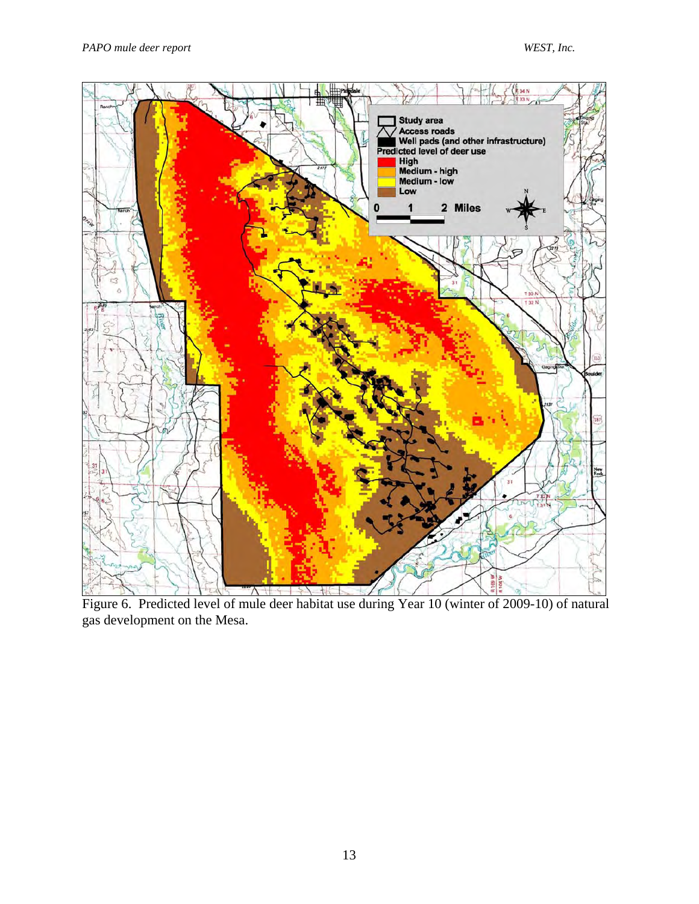Figure 6. Predicted level of mule deer habitat use during Year 10 (winter of 2009-10) of natural gas development on the Mesa.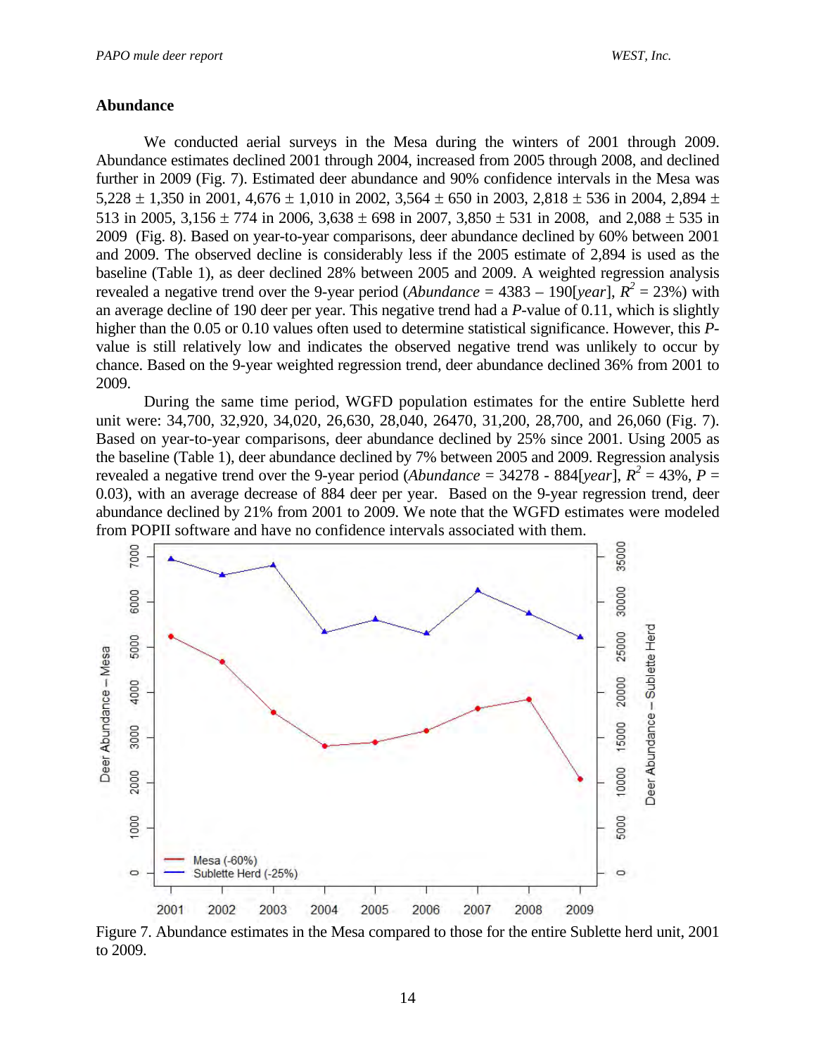## Abundance

We conducted aerial surveys in the Mesa during the winters of 2001 through 2009. Abundance estimates declined 2001 through 2004, increased from 2005 through 2008, and declined further in 2009 (Fig. 7). Estimated deer abundance and 90% confidence intervals in the Mesa was 5,228 ± 1,350 in 2001, 4,676 ± 1,010 in 2002, 3,564 ± 650 in 2003, 2,818 ± 536 in 2004, 2,894 ± 513 in 2005, 3,156 ± 774 in 2006, 3,638 ± 698 in 2007, 3,850 ± 531 in 2008, and 2,088 ± 535 in 2009 (Fig. 8). Based on year-to-year comparisons, deer abundance declined by 60% between 2001 and 2009. The observed decline is considerably less if the 2005 estimate of 2,894 is used as the baseline (Table 1), as deer declined 28% between 2005 and 2009. A weighted regression analysis revealed a negative trend over the 9-year period (*Abundance* = 4383 – 190[*year*], $R^2$ = 23%) with an average decline of 190 deer per year. This negative trend had a *P*-value of 0.11, which is slightly higher than the 0.05 or 0.10 values often used to determine statistical significance. However, this *P*-value is still relatively low and indicates the observed negative trend was unlikely to occur by chance. Based on the 9-year weighted regression trend, deer abundance declined 36% from 2001 to 2009.

During the same time period, WGFD population estimates for the entire Sublette herd unit were: 34,700, 32,920, 34,020, 26,630, 28,040, 26470, 31,200, 28,700, and 26,060 (Fig. 7). Based on year-to-year comparisons, deer abundance declined by 25% since 2001. Using 2005 as the baseline (Table 1), deer abundance declined by 7% between 2005 and 2009. Regression analysis revealed a negative trend over the 9-year period (*Abundance* = 34278 - 884[*year*], $R^2$ = 43%, *P* = 0.03), with an average decrease of 884 deer per year. Based on the 9-year regression trend, deer abundance declined by 21% from 2001 to 2009. We note that the WGFD estimates were modeled from POPII software and have no confidence intervals associated with them.

Figure 7. Abundance estimates in the Mesa compared to those for the entire Sublette herd unit, 2001 to 2009.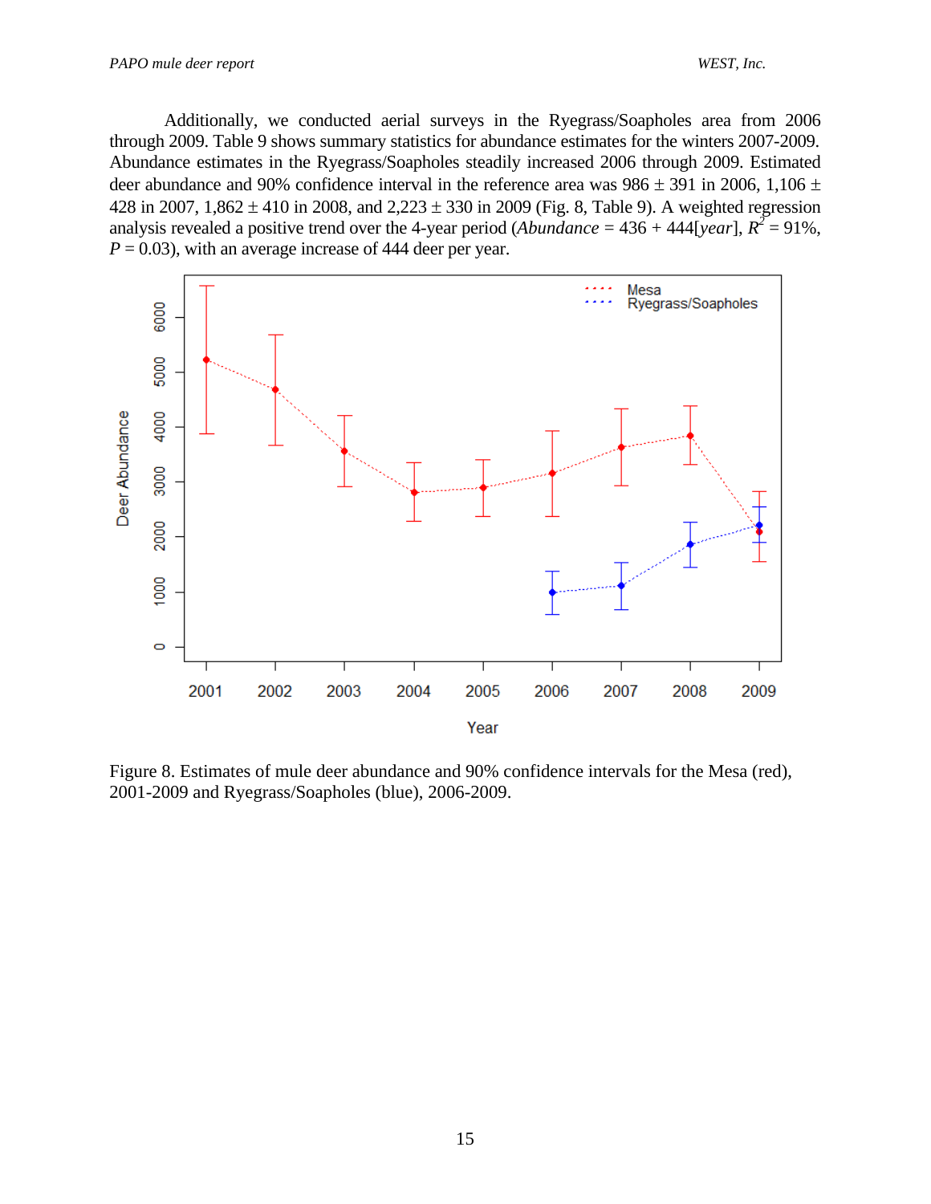Additionally, we conducted aerial surveys in the Ryegrass/Soapholes area from 2006 through 2009. Table 9 shows summary statistics for abundance estimates for the winters 2007-2009. Abundance estimates in the Ryegrass/Soapholes steadily increased 2006 through 2009. Estimated deer abundance and 90% confidence interval in the reference area was 986 ± 391 in 2006, 1,106 ± 428 in 2007, 1,862 ± 410 in 2008, and 2,223 ± 330 in 2009 (Fig. 8, Table 9). A weighted regression analysis revealed a positive trend over the 4-year period (*Abundance* = 436 + 444[*year*], $R^2$ = 91%, $P$ = 0.03), with an average increase of 444 deer per year.

Figure 8. Estimates of mule deer abundance and 90% confidence intervals for the Mesa (red), 2001-2009 and Ryegrass/Soapholes (blue), 2006-2009.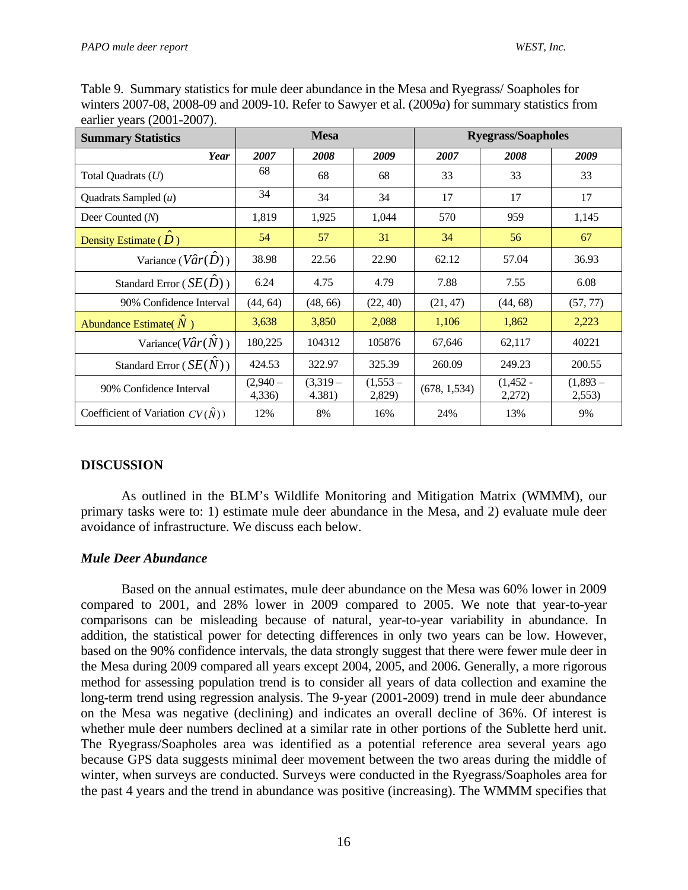Table 9. Summary statistics for mule deer abundance in the Mesa and Ryegrass/ Soapholes for winters 2007-08, 2008-09 and 2009-10. Refer to Sawyer et al. (2009*a*) for summary statistics from earlier years (2001-2007).

| Summary Statistics | Mesa | | | Ryegrass/Soapholes | | |
|---|---|---|---|---|---|---|
| ***Year*** | ***2007*** | ***2008*** | ***2009*** | ***2007*** | ***2008*** | ***2009*** |
| Total Quadrats ($U$) | 68 | 68 | 68 | 33 | 33 | 33 |
| Quadrats Sampled ($u$) | 34 | 34 | 34 | 17 | 17 | 17 |
| Deer Counted ($N$) | 1,819 | 1,925 | 1,044 | 570 | 959 | 1,145 |
| Density Estimate ( $\hat{D}$ ) | 54 | 57 | 31 | 34 | 56 | 67 |
| Variance ($V\hat{a}r(\hat{D})$) | 38.98 | 22.56 | 22.90 | 62.12 | 57.04 | 36.93 |
| Standard Error ( $SE(\hat{D})$ ) | 6.24 | 4.75 | 4.79 | 7.88 | 7.55 | 6.08 |
| 90% Confidence Interval | (44, 64) | (48, 66) | (22, 40) | (21, 47) | (44, 68) | (57, 77) |
| Abundance Estimate( $\hat{N}$ ) | 3,638 | 3,850 | 2,088 | 1,106 | 1,862 | 2,223 |
| Variance($V\hat{a}r(\hat{N})$) | 180,225 | 104312 | 105876 | 67,646 | 62,117 | 40221 |
| Standard Error ( $SE(\hat{N})$ ) | 424.53 | 322.97 | 325.39 | 260.09 | 249.23 | 200.55 |
| 90% Confidence Interval | (2,940 – 4,336) | (3,319 – 4.381) | (1,553 – 2,829) | (678, 1,534) | (1,452 - 2,272) | (1,893 – 2,553) |
| Coefficient of Variation $CV(\hat{N})$) | 12% | 8% | 16% | 24% | 13% | 9% |

## DISCUSSION

As outlined in the BLM's Wildlife Monitoring and Mitigation Matrix (WMMM), our primary tasks were to: 1) estimate mule deer abundance in the Mesa, and 2) evaluate mule deer avoidance of infrastructure. We discuss each below.

### *Mule Deer Abundance*

Based on the annual estimates, mule deer abundance on the Mesa was 60% lower in 2009 compared to 2001, and 28% lower in 2009 compared to 2005. We note that year-to-year comparisons can be misleading because of natural, year-to-year variability in abundance. In addition, the statistical power for detecting differences in only two years can be low. However, based on the 90% confidence intervals, the data strongly suggest that there were fewer mule deer in the Mesa during 2009 compared all years except 2004, 2005, and 2006. Generally, a more rigorous method for assessing population trend is to consider all years of data collection and examine the long-term trend using regression analysis. The 9-year (2001-2009) trend in mule deer abundance on the Mesa was negative (declining) and indicates an overall decline of 36%. Of interest is whether mule deer numbers declined at a similar rate in other portions of the Sublette herd unit. The Ryegrass/Soapholes area was identified as a potential reference area several years ago because GPS data suggests minimal deer movement between the two areas during the middle of winter, when surveys are conducted. Surveys were conducted in the Ryegrass/Soapholes area for the past 4 years and the trend in abundance was positive (increasing). The WMMM specifies that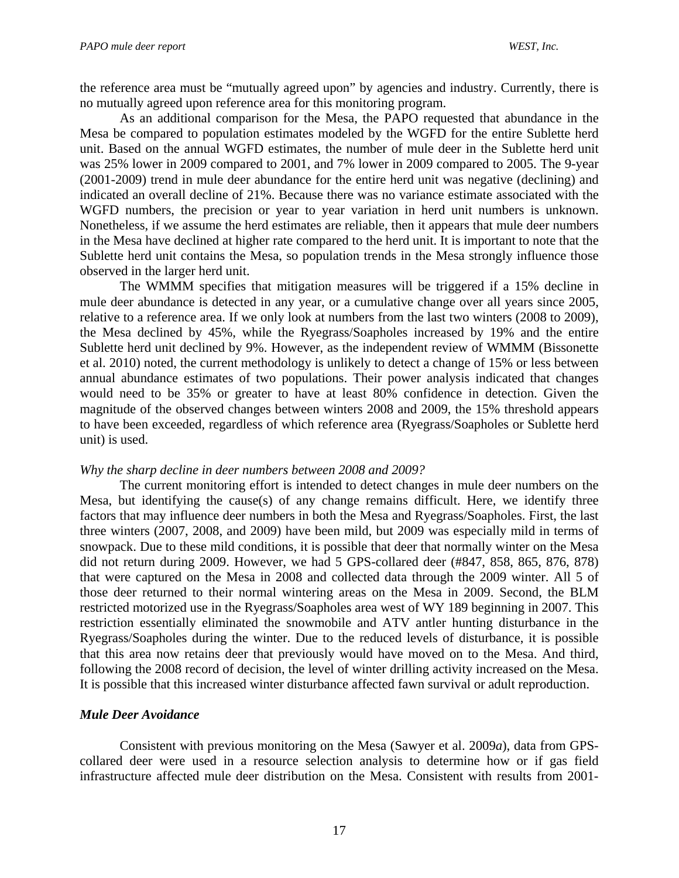the reference area must be "mutually agreed upon" by agencies and industry. Currently, there is no mutually agreed upon reference area for this monitoring program.

As an additional comparison for the Mesa, the PAPO requested that abundance in the Mesa be compared to population estimates modeled by the WGFD for the entire Sublette herd unit. Based on the annual WGFD estimates, the number of mule deer in the Sublette herd unit was 25% lower in 2009 compared to 2001, and 7% lower in 2009 compared to 2005. The 9-year (2001-2009) trend in mule deer abundance for the entire herd unit was negative (declining) and indicated an overall decline of 21%. Because there was no variance estimate associated with the WGFD numbers, the precision or year to year variation in herd unit numbers is unknown. Nonetheless, if we assume the herd estimates are reliable, then it appears that mule deer numbers in the Mesa have declined at higher rate compared to the herd unit. It is important to note that the Sublette herd unit contains the Mesa, so population trends in the Mesa strongly influence those observed in the larger herd unit.

The WMMM specifies that mitigation measures will be triggered if a 15% decline in mule deer abundance is detected in any year, or a cumulative change over all years since 2005, relative to a reference area. If we only look at numbers from the last two winters (2008 to 2009), the Mesa declined by 45%, while the Ryegrass/Soapholes increased by 19% and the entire Sublette herd unit declined by 9%. However, as the independent review of WMMM (Bissonette et al. 2010) noted, the current methodology is unlikely to detect a change of 15% or less between annual abundance estimates of two populations. Their power analysis indicated that changes would need to be 35% or greater to have at least 80% confidence in detection. Given the magnitude of the observed changes between winters 2008 and 2009, the 15% threshold appears to have been exceeded, regardless of which reference area (Ryegrass/Soapholes or Sublette herd unit) is used.

*Why the sharp decline in deer numbers between 2008 and 2009?*

The current monitoring effort is intended to detect changes in mule deer numbers on the Mesa, but identifying the cause(s) of any change remains difficult. Here, we identify three factors that may influence deer numbers in both the Mesa and Ryegrass/Soapholes. First, the last three winters (2007, 2008, and 2009) have been mild, but 2009 was especially mild in terms of snowpack. Due to these mild conditions, it is possible that deer that normally winter on the Mesa did not return during 2009. However, we had 5 GPS-collared deer (#847, 858, 865, 876, 878) that were captured on the Mesa in 2008 and collected data through the 2009 winter. All 5 of those deer returned to their normal wintering areas on the Mesa in 2009. Second, the BLM restricted motorized use in the Ryegrass/Soapholes area west of WY 189 beginning in 2007. This restriction essentially eliminated the snowmobile and ATV antler hunting disturbance in the Ryegrass/Soapholes during the winter. Due to the reduced levels of disturbance, it is possible that this area now retains deer that previously would have moved on to the Mesa. And third, following the 2008 record of decision, the level of winter drilling activity increased on the Mesa. It is possible that this increased winter disturbance affected fawn survival or adult reproduction.

## *Mule Deer Avoidance*

Consistent with previous monitoring on the Mesa (Sawyer et al. 2009*a*), data from GPS-collared deer were used in a resource selection analysis to determine how or if gas field infrastructure affected mule deer distribution on the Mesa. Consistent with results from 2001-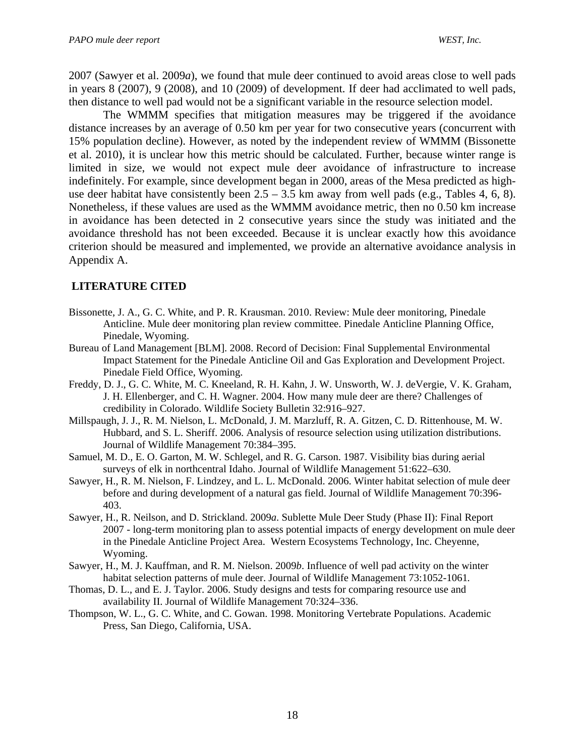2007 (Sawyer et al. 2009*a*), we found that mule deer continued to avoid areas close to well pads in years 8 (2007), 9 (2008), and 10 (2009) of development. If deer had acclimated to well pads, then distance to well pad would not be a significant variable in the resource selection model.

The WMMM specifies that mitigation measures may be triggered if the avoidance distance increases by an average of 0.50 km per year for two consecutive years (concurrent with 15% population decline). However, as noted by the independent review of WMMM (Bissonette et al. 2010), it is unclear how this metric should be calculated. Further, because winter range is limited in size, we would not expect mule deer avoidance of infrastructure to increase indefinitely. For example, since development began in 2000, areas of the Mesa predicted as high-use deer habitat have consistently been 2.5 – 3.5 km away from well pads (e.g., Tables 4, 6, 8). Nonetheless, if these values are used as the WMMM avoidance metric, then no 0.50 km increase in avoidance has been detected in 2 consecutive years since the study was initiated and the avoidance threshold has not been exceeded. Because it is unclear exactly how this avoidance criterion should be measured and implemented, we provide an alternative avoidance analysis in Appendix A.

## LITERATURE CITED

Bissonette, J. A., G. C. White, and P. R. Krausman. 2010. Review: Mule deer monitoring, Pinedale Anticline. Mule deer monitoring plan review committee. Pinedale Anticline Planning Office, Pinedale, Wyoming.

Bureau of Land Management [BLM]. 2008. Record of Decision: Final Supplemental Environmental Impact Statement for the Pinedale Anticline Oil and Gas Exploration and Development Project. Pinedale Field Office, Wyoming.

Freddy, D. J., G. C. White, M. C. Kneeland, R. H. Kahn, J. W. Unsworth, W. J. deVergie, V. K. Graham, J. H. Ellenberger, and C. H. Wagner. 2004. How many mule deer are there? Challenges of credibility in Colorado. Wildlife Society Bulletin 32:916–927.

Millspaugh, J. J., R. M. Nielson, L. McDonald, J. M. Marzluff, R. A. Gitzen, C. D. Rittenhouse, M. W. Hubbard, and S. L. Sheriff. 2006. Analysis of resource selection using utilization distributions. Journal of Wildlife Management 70:384–395.

Samuel, M. D., E. O. Garton, M. W. Schlegel, and R. G. Carson. 1987. Visibility bias during aerial surveys of elk in northcentral Idaho. Journal of Wildlife Management 51:622–630.

Sawyer, H., R. M. Nielson, F. Lindzey, and L. L. McDonald. 2006. Winter habitat selection of mule deer before and during development of a natural gas field. Journal of Wildlife Management 70:396-403.

Sawyer, H., R. Neilson, and D. Strickland. 2009*a*. Sublette Mule Deer Study (Phase II): Final Report 2007 - long-term monitoring plan to assess potential impacts of energy development on mule deer in the Pinedale Anticline Project Area. Western Ecosystems Technology, Inc. Cheyenne, Wyoming.

Sawyer, H., M. J. Kauffman, and R. M. Nielson. 2009*b*. Influence of well pad activity on the winter habitat selection patterns of mule deer. Journal of Wildlife Management 73:1052-1061.

Thomas, D. L., and E. J. Taylor. 2006. Study designs and tests for comparing resource use and availability II. Journal of Wildlife Management 70:324–336.

Thompson, W. L., G. C. White, and C. Gowan. 1998. Monitoring Vertebrate Populations. Academic Press, San Diego, California, USA.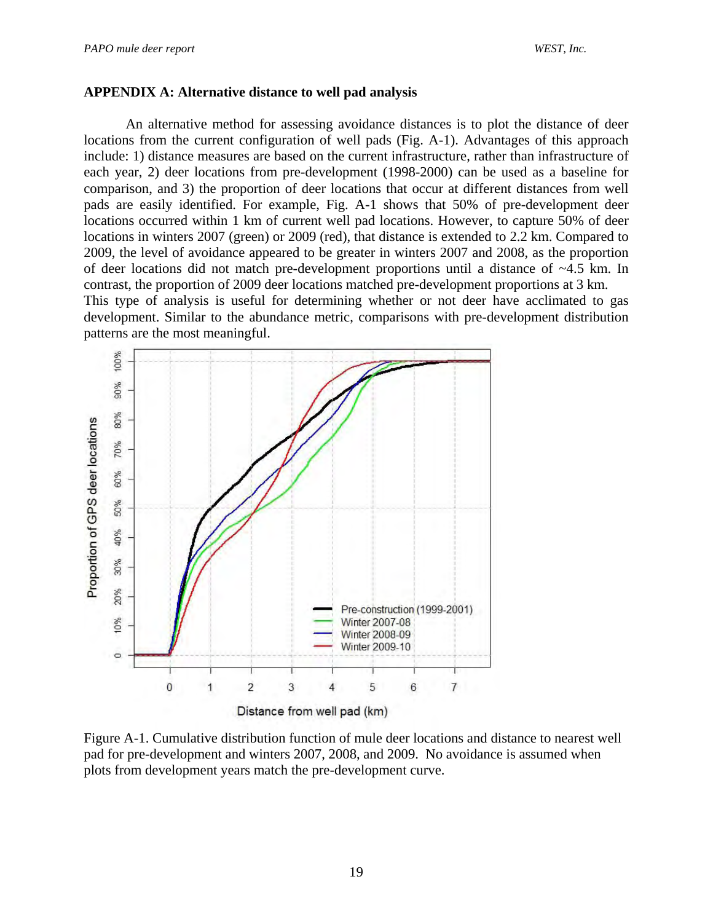## APPENDIX A: Alternative distance to well pad analysis

An alternative method for assessing avoidance distances is to plot the distance of deer locations from the current configuration of well pads (Fig. A-1). Advantages of this approach include: 1) distance measures are based on the current infrastructure, rather than infrastructure of each year, 2) deer locations from pre-development (1998-2000) can be used as a baseline for comparison, and 3) the proportion of deer locations that occur at different distances from well pads are easily identified. For example, Fig. A-1 shows that 50% of pre-development deer locations occurred within 1 km of current well pad locations. However, to capture 50% of deer locations in winters 2007 (green) or 2009 (red), that distance is extended to 2.2 km. Compared to 2009, the level of avoidance appeared to be greater in winters 2007 and 2008, as the proportion of deer locations did not match pre-development proportions until a distance of ~4.5 km. In contrast, the proportion of 2009 deer locations matched pre-development proportions at 3 km. This type of analysis is useful for determining whether or not deer have acclimated to gas development. Similar to the abundance metric, comparisons with pre-development distribution patterns are the most meaningful.

Proportion of GPS deer locations

0
10%
20%
30%
40%
50%
60%
70%
80%
90%
100%

0
1
2
3
4
5
6
7

Distance from well pad (km)

Pre-construction (1999-2001)
Winter 2007-08
Winter 2008-09
Winter 2009-10

Figure A-1. Cumulative distribution function of mule deer locations and distance to nearest well pad for pre-development and winters 2007, 2008, and 2009. No avoidance is assumed when plots from development years match the pre-development curve.